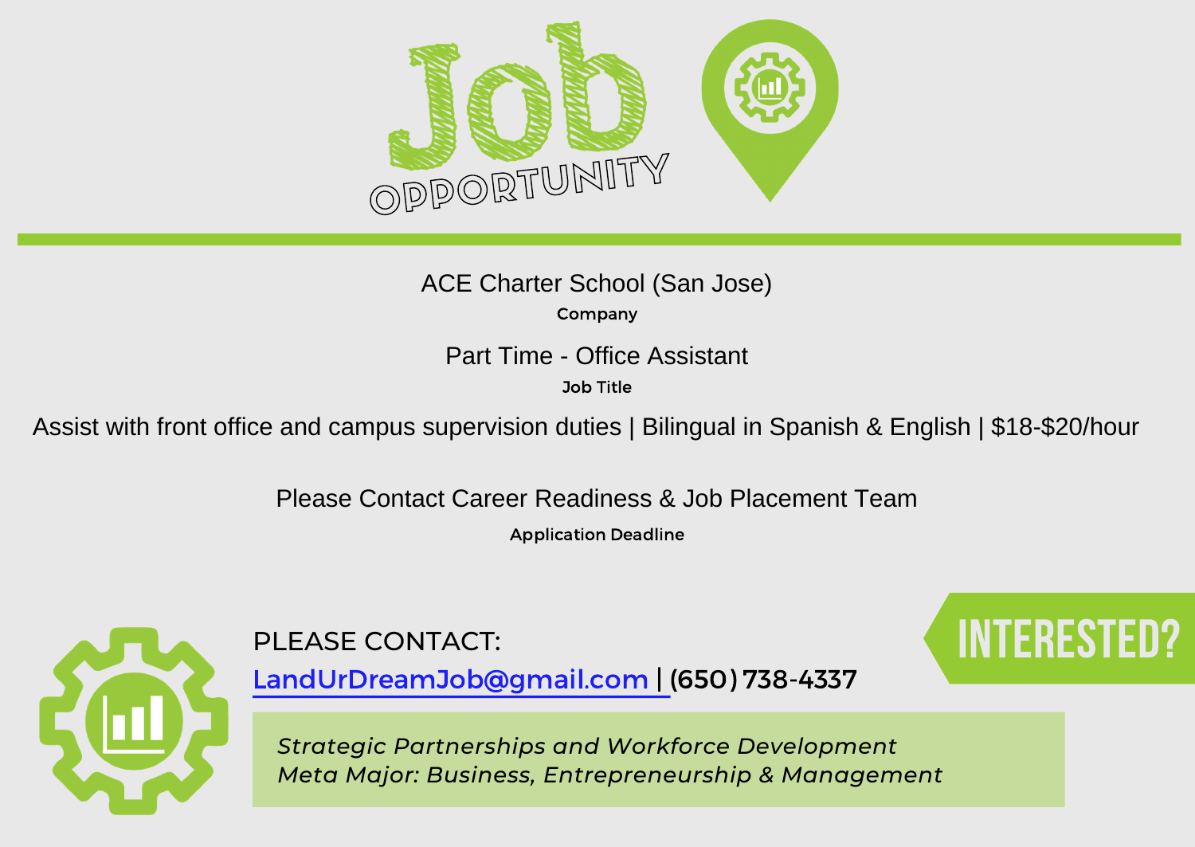# Job OPPORTUNITY

ACE Charter School (San Jose)

**Company**

Part Time - Office Assistant

**Job Title**

Assist with front office and campus supervision duties | Bilingual in Spanish & English | $18-$20/hour

Please Contact Career Readiness & Job Placement Team

**Application Deadline**

**INTERESTED?**

PLEASE CONTACT:

LandUrDreamJob@gmail.com | (650) 738-4337

*Strategic Partnerships and Workforce Development*
*Meta Major: Business, Entrepreneurship & Management*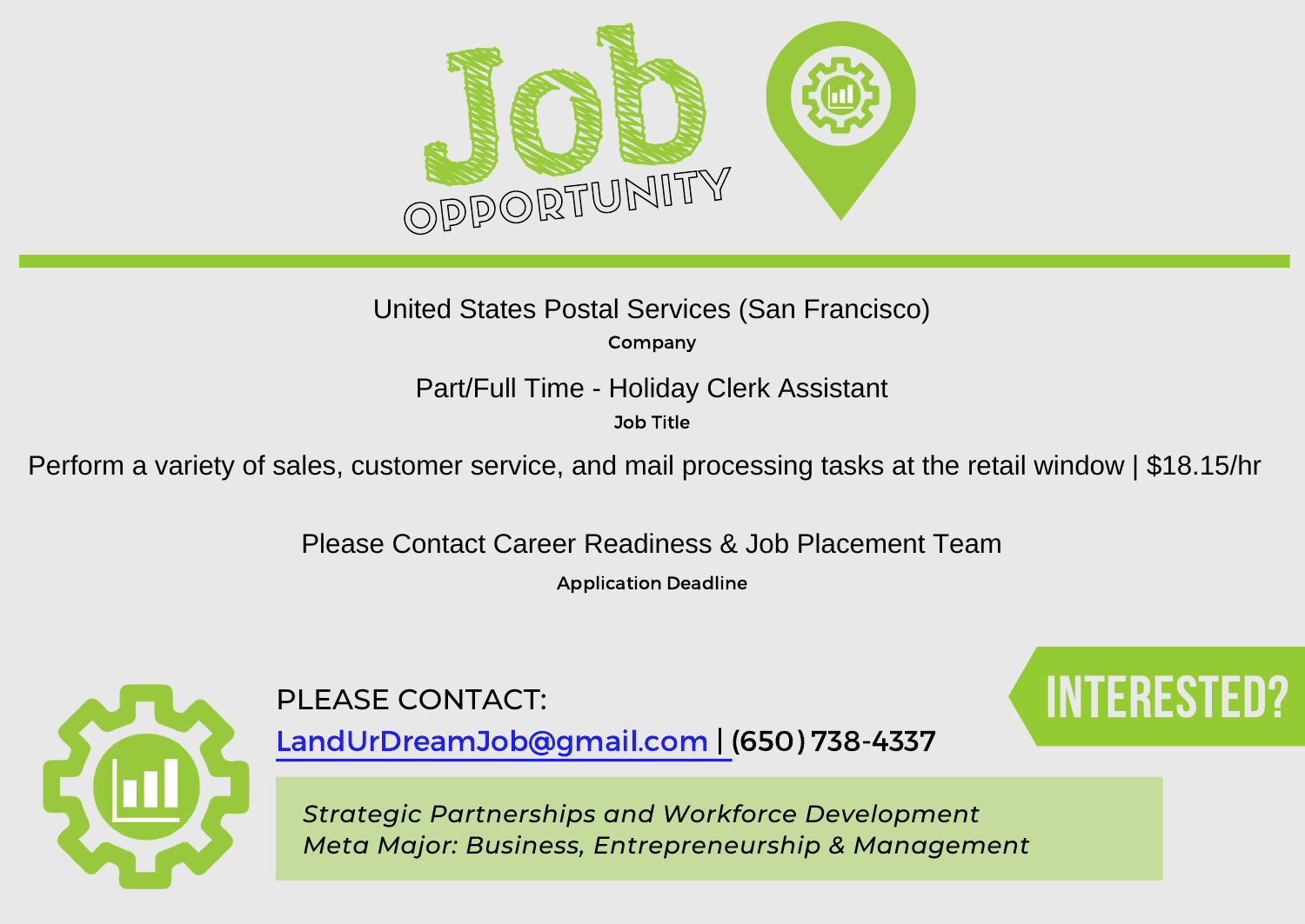# Job OPPORTUNITY

United States Postal Services (San Francisco)

**Company**

Part/Full Time - Holiday Clerk Assistant

**Job Title**

Perform a variety of sales, customer service, and mail processing tasks at the retail window | $18.15/hr

Please Contact Career Readiness & Job Placement Team

**Application Deadline**

PLEASE CONTACT:

LandUrDreamJob@gmail.com | (650) 738-4337

**INTERESTED?**

*Strategic Partnerships and Workforce Development*
*Meta Major: Business, Entrepreneurship & Management*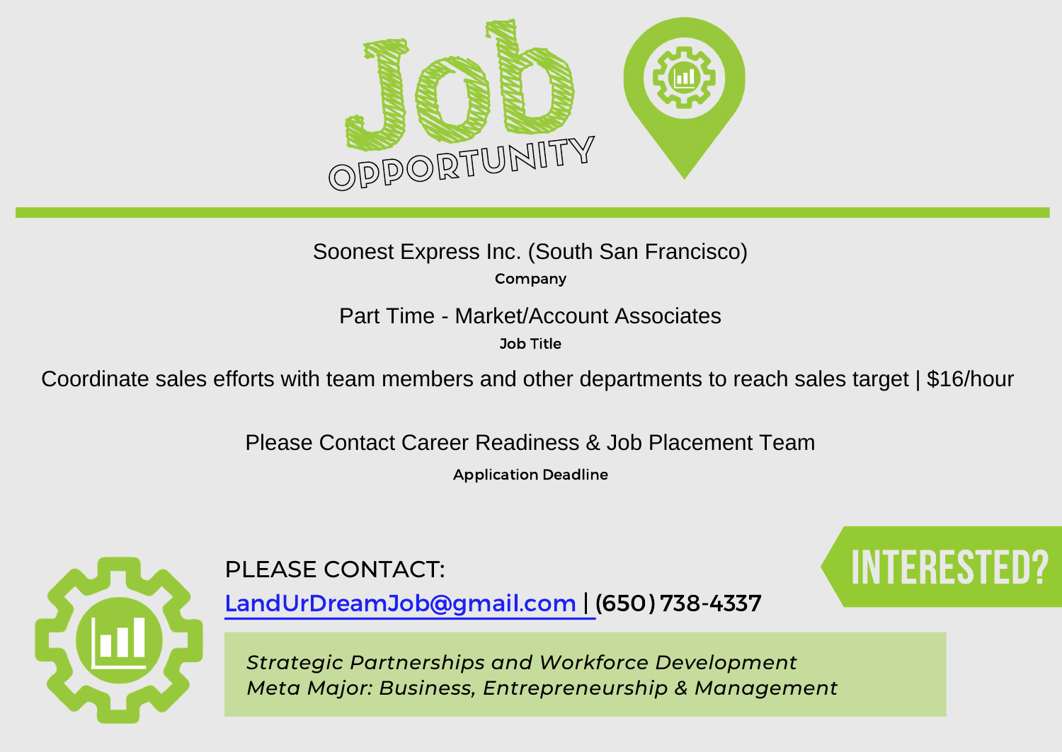# Job OPPORTUNITY

Soonest Express Inc. (South San Francisco)

**Company**

Part Time - Market/Account Associates

**Job Title**

Coordinate sales efforts with team members and other departments to reach sales target | $16/hour

Please Contact Career Readiness & Job Placement Team

**Application Deadline**

## INTERESTED?

PLEASE CONTACT:

LandUrDreamJob@gmail.com | (650) 738-4337

*Strategic Partnerships and Workforce Development*
*Meta Major: Business, Entrepreneurship & Management*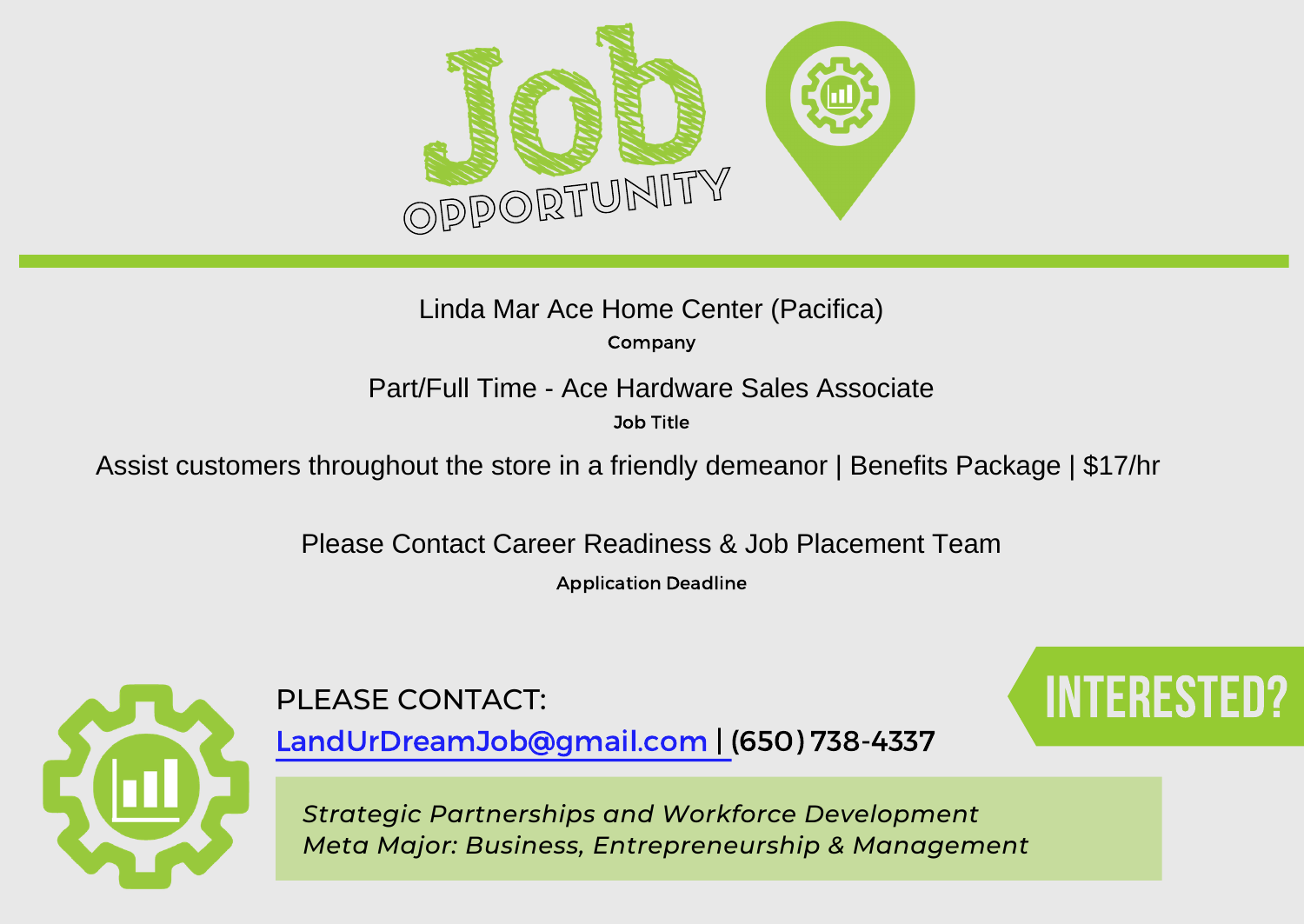# Job OPPORTUNITY

Linda Mar Ace Home Center (Pacifica)

**Company**

Part/Full Time - Ace Hardware Sales Associate

**Job Title**

Assist customers throughout the store in a friendly demeanor | Benefits Package | $17/hr

Please Contact Career Readiness & Job Placement Team

**Application Deadline**

PLEASE CONTACT:

LandUrDreamJob@gmail.com | (650) 738-4337

INTERESTED?

*Strategic Partnerships and Workforce Development*
*Meta Major: Business, Entrepreneurship & Management*